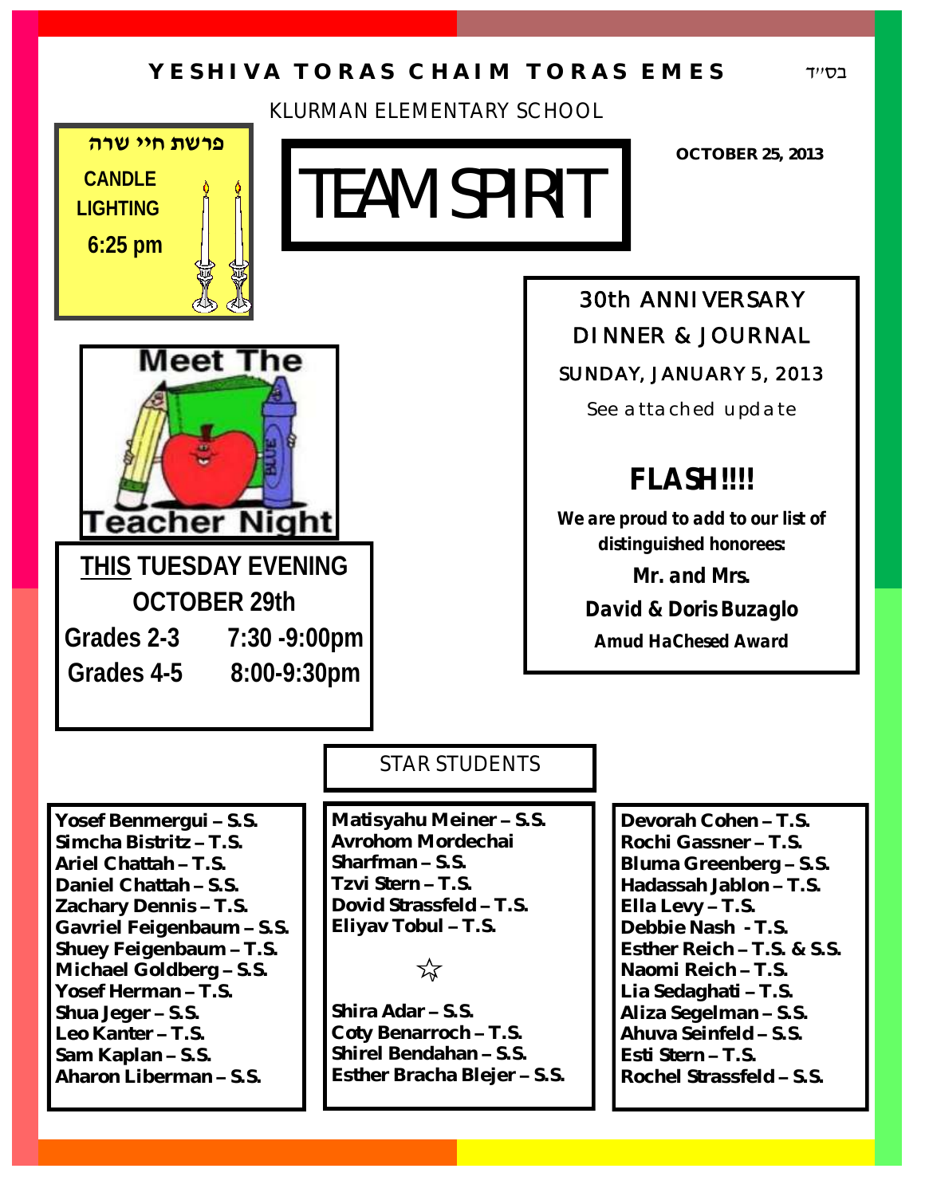בס״ד

# YESHIVA TORAS CHAIM TORAS EMES

KLURMAN ELEMENTARY SCHOOL

**OCTOBER 25, 2013**

# TEAM SPIRIT

**פרשת חיי שרה**

**CANDLE LIGHTING**

**6:25 pm**

## Meet The Teacher Night

**THIS TUESDAY EVENING**

**OCTOBER 29th**

| | |
|---|---|
| **Grades 2-3** | **7:30 -9:00pm** |
| **Grades 4-5** | **8:00-9:30pm** |

## 30th ANNIVERSARY DINNER & JOURNAL

SUNDAY, JANUARY 5, 2013

See attached update

## FLASH!!!!

**We are proud to add to our list of distinguished honorees:**

**Mr. and Mrs.**

**David & Doris Buzaglo**

***Amud HaChesed Award***

## STAR STUDENTS

**Yosef Benmergui – S.S.**
**Simcha Bistritz – T.S.**
**Ariel Chattah – T.S.**
**Daniel Chattah – S.S.**
**Zachary Dennis – T.S.**
**Gavriel Feigenbaum – S.S.**
**Shuey Feigenbaum – T.S.**
**Michael Goldberg – S.S.**
**Yosef Herman – T.S.**
**Shua Jeger – S.S.**
**Leo Kanter – T.S.**
**Sam Kaplan – S.S.**
**Aharon Liberman – S.S.**

**Matisyahu Meiner – S.S.**
**Avrohom Mordechai Sharfman – S.S.**
**Tzvi Stern – T.S.**
**Dovid Strassfeld – T.S.**
**Eliyav Tobul – T.S.**

☆

**Shira Adar – S.S.**
**Coty Benarroch – T.S.**
**Shirel Bendahan – S.S.**
**Esther Bracha Blejer – S.S.**

**Devorah Cohen – T.S.**
**Rochi Gassner – T.S.**
**Bluma Greenberg – S.S.**
**Hadassah Jablon – T.S.**
**Ella Levy – T.S.**
**Debbie Nash - T.S.**
**Esther Reich – T.S. & S.S.**
**Naomi Reich – T.S.**
**Lia Sedaghati – T.S.**
**Aliza Segelman – S.S.**
**Ahuva Seinfeld – S.S.**
**Esti Stern – T.S.**
**Rochel Strassfeld – S.S.**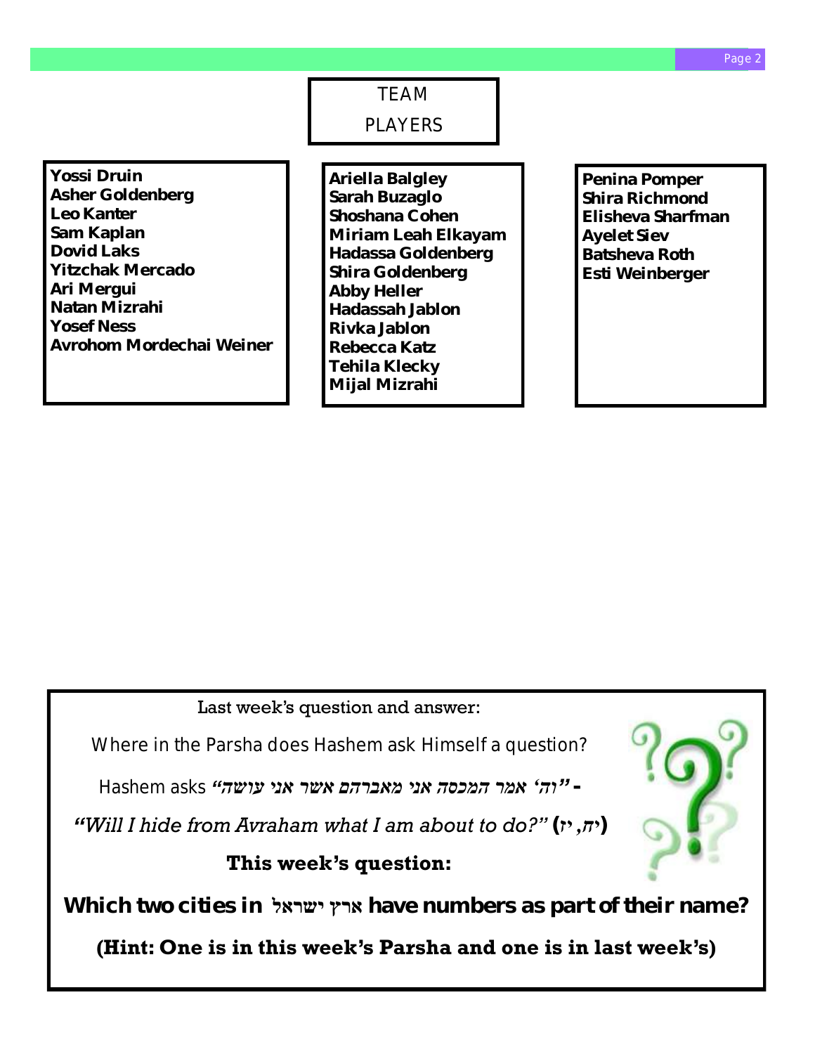## TEAM PLAYERS

**Yossi Druin**
**Asher Goldenberg**
**Leo Kanter**
**Sam Kaplan**
**Dovid Laks**
**Yitzchak Mercado**
**Ari Mergui**
**Natan Mizrahi**
**Yosef Ness**
**Avrohom Mordechai Weiner**

**Ariella Balgley**
**Sarah Buzaglo**
**Shoshana Cohen**
**Miriam Leah Elkayam**
**Hadassa Goldenberg**
**Shira Goldenberg**
**Abby Heller**
**Hadassah Jablon**
**Rivka Jablon**
**Rebecca Katz**
**Tehila Klecky**
**Mijal Mizrahi**

**Penina Pomper**
**Shira Richmond**
**Elisheva Sharfman**
**Ayelet Siev**
**Batsheva Roth**
**Esti Weinberger**

Last week's question and answer:

Where in the Parsha does Hashem ask Himself a question?

Hashem asks *"וה' אמר המכסה אני מאברהם אשר אני עושה"* -

*"Will I hide from Avraham what I am about to do?"* **(יח, יז)**

**This week's question:**

**Which two cities in ארץ ישראל have numbers as part of their name?**

**(Hint: One is in this week's Parsha and one is in last week's)**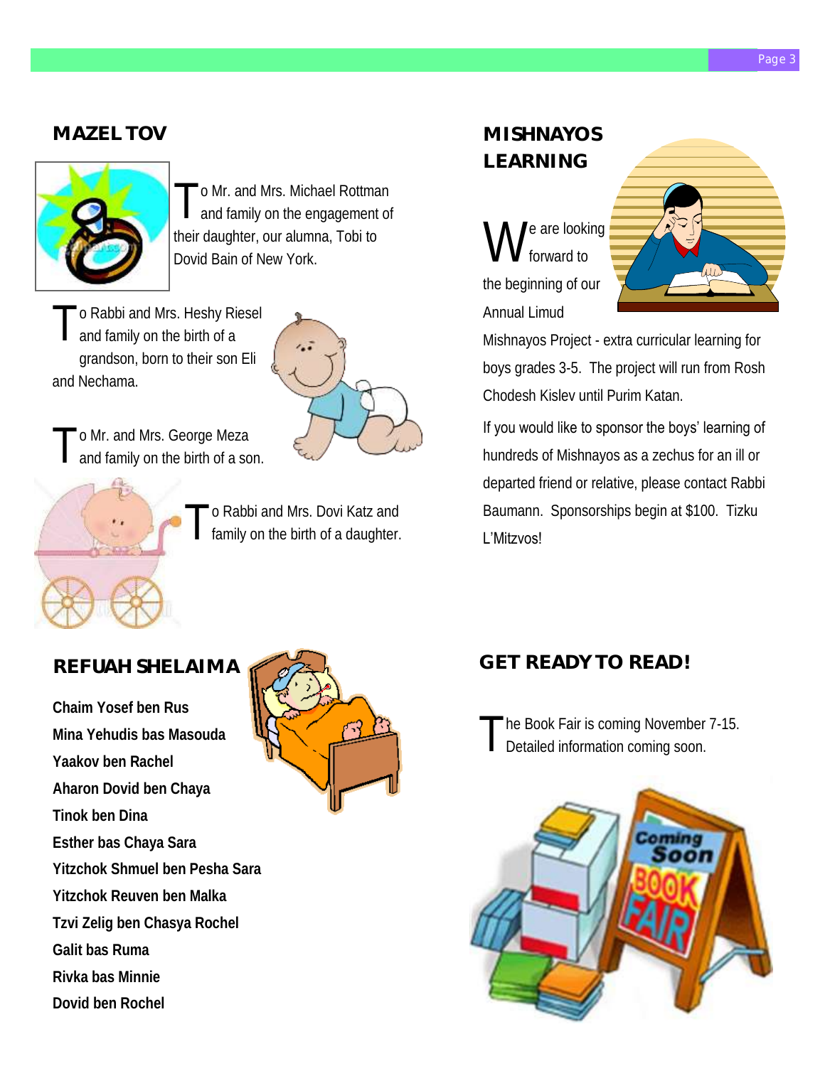## MAZEL TOV

To Mr. and Mrs. Michael Rottman and family on the engagement of their daughter, our alumna, Tobi to Dovid Bain of New York.

To Rabbi and Mrs. Heshy Riesel and family on the birth of a grandson, born to their son Eli and Nechama.

To Mr. and Mrs. George Meza and family on the birth of a son.

To Rabbi and Mrs. Dovi Katz and family on the birth of a daughter.

## REFUAH SHELAIMA

**Chaim Yosef ben Rus**
**Mina Yehudis bas Masouda**
**Yaakov ben Rachel**
**Aharon Dovid ben Chaya**
**Tinok ben Dina**
**Esther bas Chaya Sara**
**Yitzchok Shmuel ben Pesha Sara**
**Yitzchok Reuven ben Malka**
**Tzvi Zelig ben Chasya Rochel**
**Galit bas Ruma**
**Rivka bas Minnie**
**Dovid ben Rochel**

## MISHNAYOS LEARNING

We are looking forward to the beginning of our Annual Limud Mishnayos Project - extra curricular learning for boys grades 3-5. The project will run from Rosh Chodesh Kislev until Purim Katan.

If you would like to sponsor the boys' learning of hundreds of Mishnayos as a zechus for an ill or departed friend or relative, please contact Rabbi Baumann. Sponsorships begin at $100. Tizku L'Mitzvos!

## GET READY TO READ!

The Book Fair is coming November 7-15. Detailed information coming soon.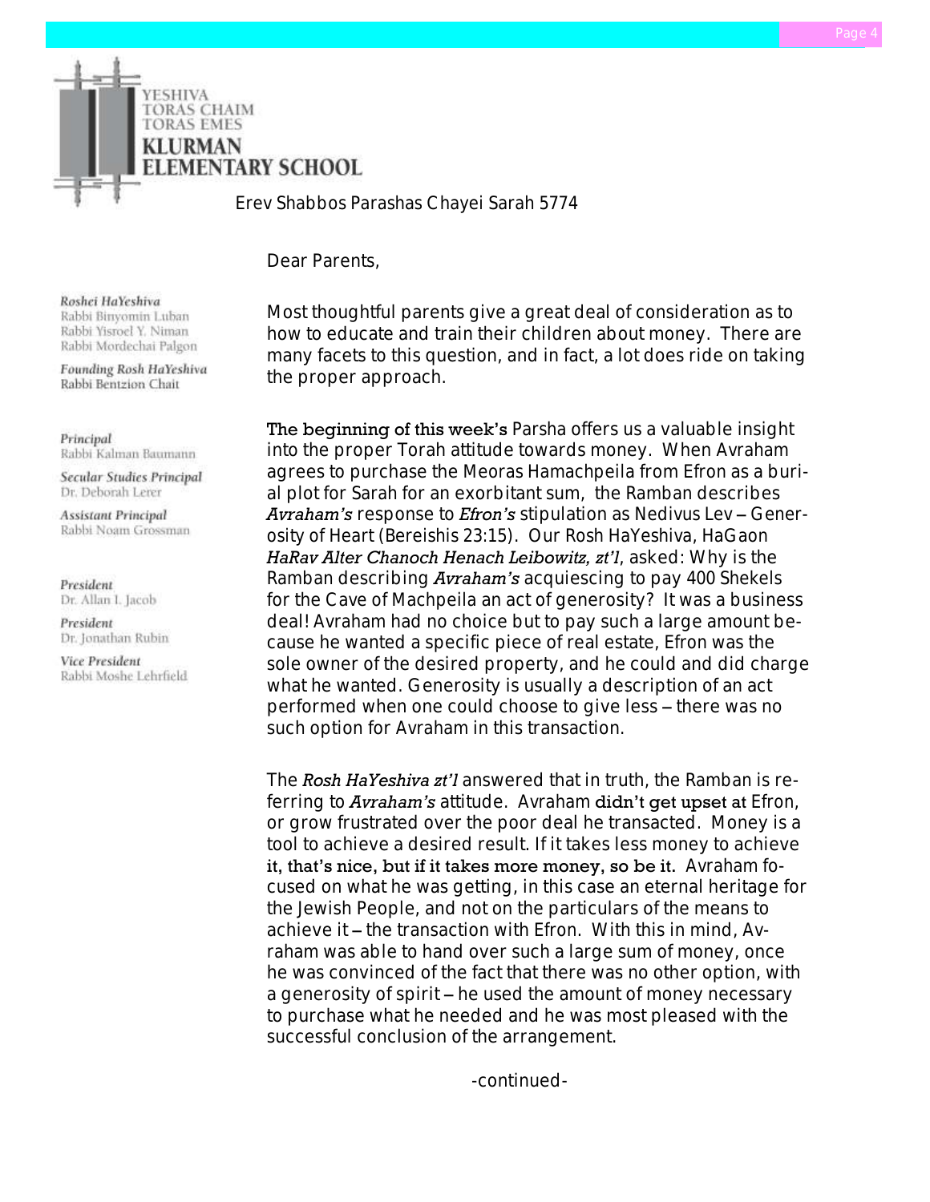YESHIVA
TORAS CHAIM
TORAS EMES
**KLURMAN**
**ELEMENTARY SCHOOL**

Erev Shabbos Parashas Chayei Sarah 5774

*Roshei HaYeshiva*
Rabbi Binyomin Luban
Rabbi Yisroel Y. Niman
Rabbi Mordechai Palgon

*Founding Rosh HaYeshiva*
Rabbi Bentzion Chait

*Principal*
Rabbi Kalman Baumann

*Secular Studies Principal*
Dr. Deborah Lerer

*Assistant Principal*
Rabbi Noam Grossman

*President*
Dr. Allan I. Jacob

*President*
Dr. Jonathan Rubin

*Vice President*
Rabbi Moshe Lehrfield

Dear Parents,

Most thoughtful parents give a great deal of consideration as to how to educate and train their children about money. There are many facets to this question, and in fact, a lot does ride on taking the proper approach.

The beginning of this week's Parsha offers us a valuable insight into the proper Torah attitude towards money. When Avraham agrees to purchase the Meoras Hamachpeila from Efron as a burial plot for Sarah for an exorbitant sum, the Ramban describes *Avraham's* response to *Efron's* stipulation as Nedivus Lev – Generosity of Heart (Bereishis 23:15). Our Rosh HaYeshiva, HaGaon *HaRav Alter Chanoch Henach Leibowitz, zt'l*, asked: Why is the Ramban describing *Avraham's* acquiescing to pay 400 Shekels for the Cave of Machpeila an act of generosity? It was a business deal! Avraham had no choice but to pay such a large amount because he wanted a specific piece of real estate, Efron was the sole owner of the desired property, and he could and did charge what he wanted. Generosity is usually a description of an act performed when one could choose to give less – there was no such option for Avraham in this transaction.

The *Rosh HaYeshiva zt'l* answered that in truth, the Ramban is referring to *Avraham's* attitude. Avraham didn't get upset at Efron, or grow frustrated over the poor deal he transacted. Money is a tool to achieve a desired result. If it takes less money to achieve it, that's nice, but if it takes more money, so be it. Avraham focused on what he was getting, in this case an eternal heritage for the Jewish People, and not on the particulars of the means to achieve it – the transaction with Efron. With this in mind, Avraham was able to hand over such a large sum of money, once he was convinced of the fact that there was no other option, with a generosity of spirit – he used the amount of money necessary to purchase what he needed and he was most pleased with the successful conclusion of the arrangement.

-continued-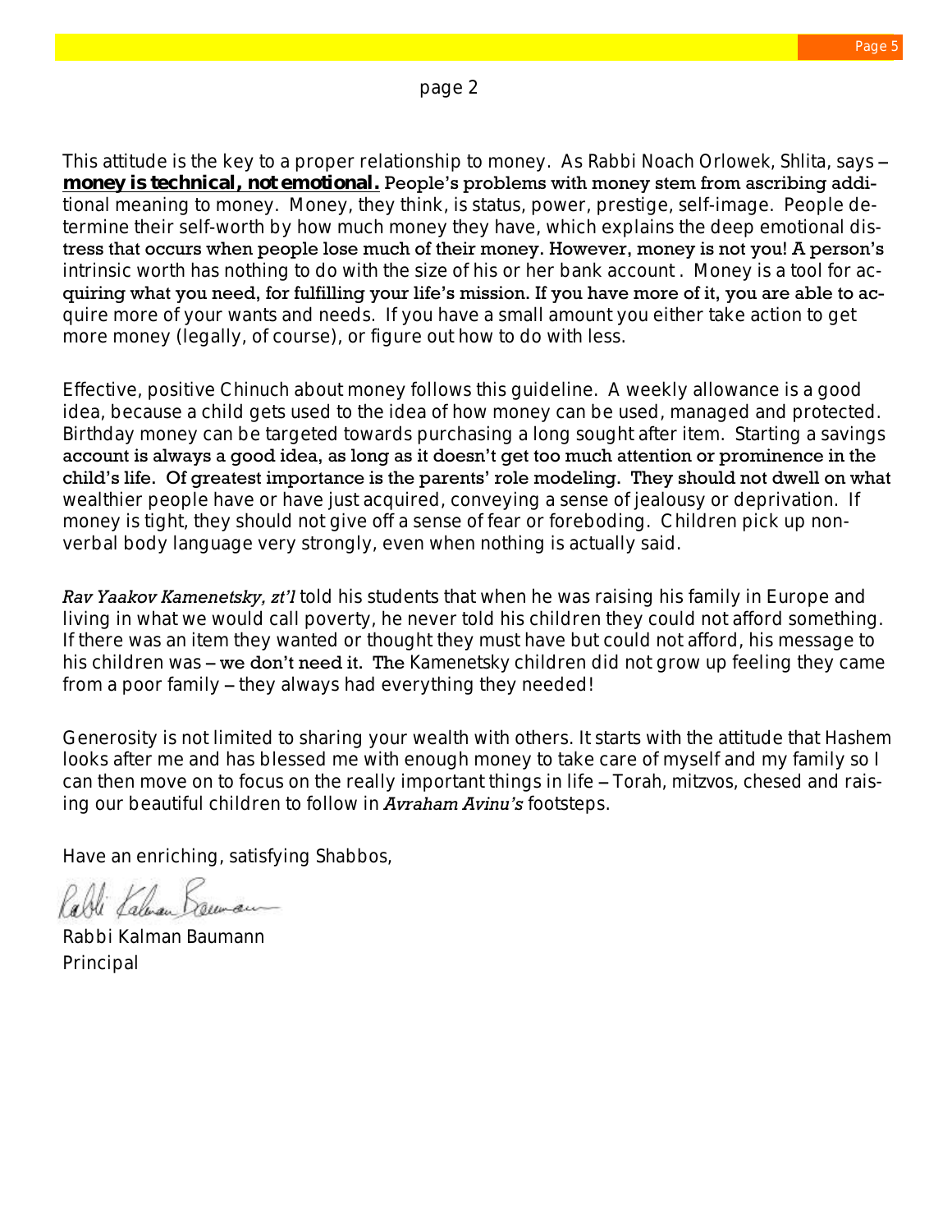page 2

This attitude is the key to a proper relationship to money. As Rabbi Noach Orlowek, Shlita, says – **money is technical, not emotional.** People's problems with money stem from ascribing additional meaning to money. Money, they think, is status, power, prestige, self-image. People determine their self-worth by how much money they have, which explains the deep emotional distress that occurs when people lose much of their money. However, money is not you! A person's intrinsic worth has nothing to do with the size of his or her bank account . Money is a tool for acquiring what you need, for fulfilling your life's mission. If you have more of it, you are able to acquire more of your wants and needs. If you have a small amount you either take action to get more money (legally, of course), or figure out how to do with less.

Effective, positive Chinuch about money follows this guideline. A weekly allowance is a good idea, because a child gets used to the idea of how money can be used, managed and protected. Birthday money can be targeted towards purchasing a long sought after item. Starting a savings account is always a good idea, as long as it doesn't get too much attention or prominence in the child's life. Of greatest importance is the parents' role modeling. They should not dwell on what wealthier people have or have just acquired, conveying a sense of jealousy or deprivation. If money is tight, they should not give off a sense of fear or foreboding. Children pick up non-verbal body language very strongly, even when nothing is actually said.

*Rav Yaakov Kamenetsky, zt'l* told his students that when he was raising his family in Europe and living in what we would call poverty, he never told his children they could not afford something. If there was an item they wanted or thought they must have but could not afford, his message to his children was – we don't need it. The Kamenetsky children did not grow up feeling they came from a poor family – they always had everything they needed!

Generosity is not limited to sharing your wealth with others. It starts with the attitude that Hashem looks after me and has blessed me with enough money to take care of myself and my family so I can then move on to focus on the really important things in life – Torah, mitzvos, chesed and raising our beautiful children to follow in *Avraham Avinu's* footsteps.

Have an enriching, satisfying Shabbos,

Rabbi Kalman Baumann

Rabbi Kalman Baumann
Principal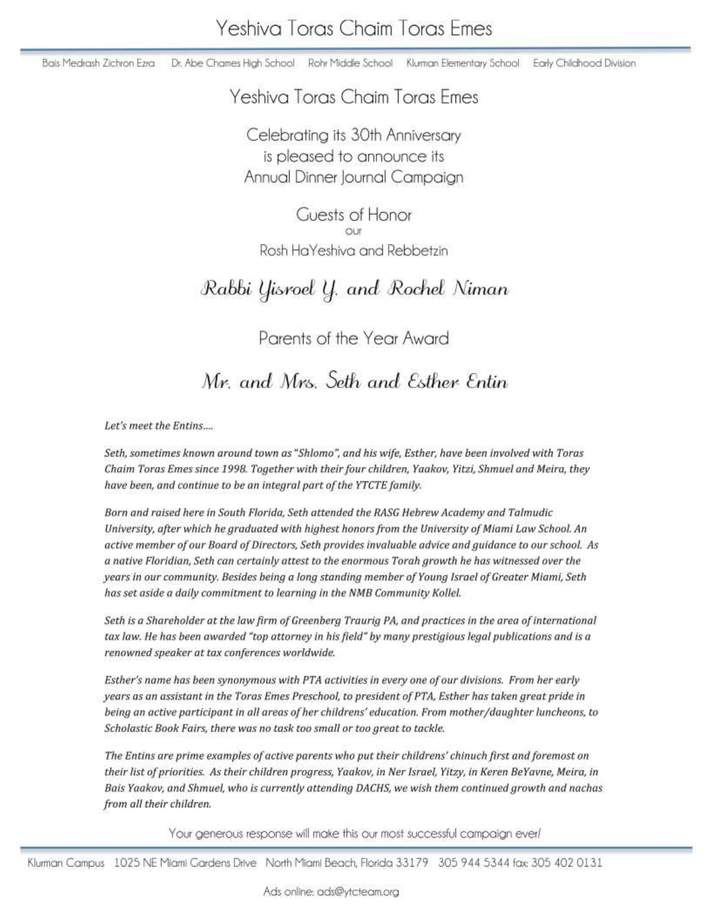# Yeshiva Toras Chaim Toras Emes

Bais Medrash Zichron Ezra  Dr. Abe Chames High School  Rohr Middle School  Klurman Elementary School  Early Childhood Division

## Yeshiva Toras Chaim Toras Emes

Celebrating its 30th Anniversary
is pleased to announce its
Annual Dinner Journal Campaign

Guests of Honor
our
Rosh HaYeshiva and Rebbetzin

## Rabbi Yisroel Y. and Rochel Niman

Parents of the Year Award

## Mr. and Mrs. Seth and Esther Entin

*Let's meet the Entins....*

*Seth, sometimes known around town as "Shlomo", and his wife, Esther, have been involved with Toras Chaim Toras Emes since 1998. Together with their four children, Yaakov, Yitzi, Shmuel and Meira, they have been, and continue to be an integral part of the YTCTE family.*

*Born and raised here in South Florida, Seth attended the RASG Hebrew Academy and Talmudic University, after which he graduated with highest honors from the University of Miami Law School. An active member of our Board of Directors, Seth provides invaluable advice and guidance to our school. As a native Floridian, Seth can certainly attest to the enormous Torah growth he has witnessed over the years in our community. Besides being a long standing member of Young Israel of Greater Miami, Seth has set aside a daily commitment to learning in the NMB Community Kollel.*

*Seth is a Shareholder at the law firm of Greenberg Traurig PA, and practices in the area of international tax law. He has been awarded "top attorney in his field" by many prestigious legal publications and is a renowned speaker at tax conferences worldwide.*

*Esther's name has been synonymous with PTA activities in every one of our divisions. From her early years as an assistant in the Toras Emes Preschool, to president of PTA, Esther has taken great pride in being an active participant in all areas of her childrens' education. From mother/daughter luncheons, to Scholastic Book Fairs, there was no task too small or too great to tackle.*

*The Entins are prime examples of active parents who put their childrens' chinuch first and foremost on their list of priorities. As their children progress, Yaakov, in Ner Israel, Yitzy, in Keren BeYavne, Meira, in Bais Yaakov, and Shmuel, who is currently attending DACHS, we wish them continued growth and nachas from all their children.*

Your generous response will make this our most successful campaign ever!

Klurman Campus  1025 NE Miami Gardens Drive  North Miami Beach, Florida 33179  305 944 5344 fax 305 402 0131

Ads online: ads@ytcteam.org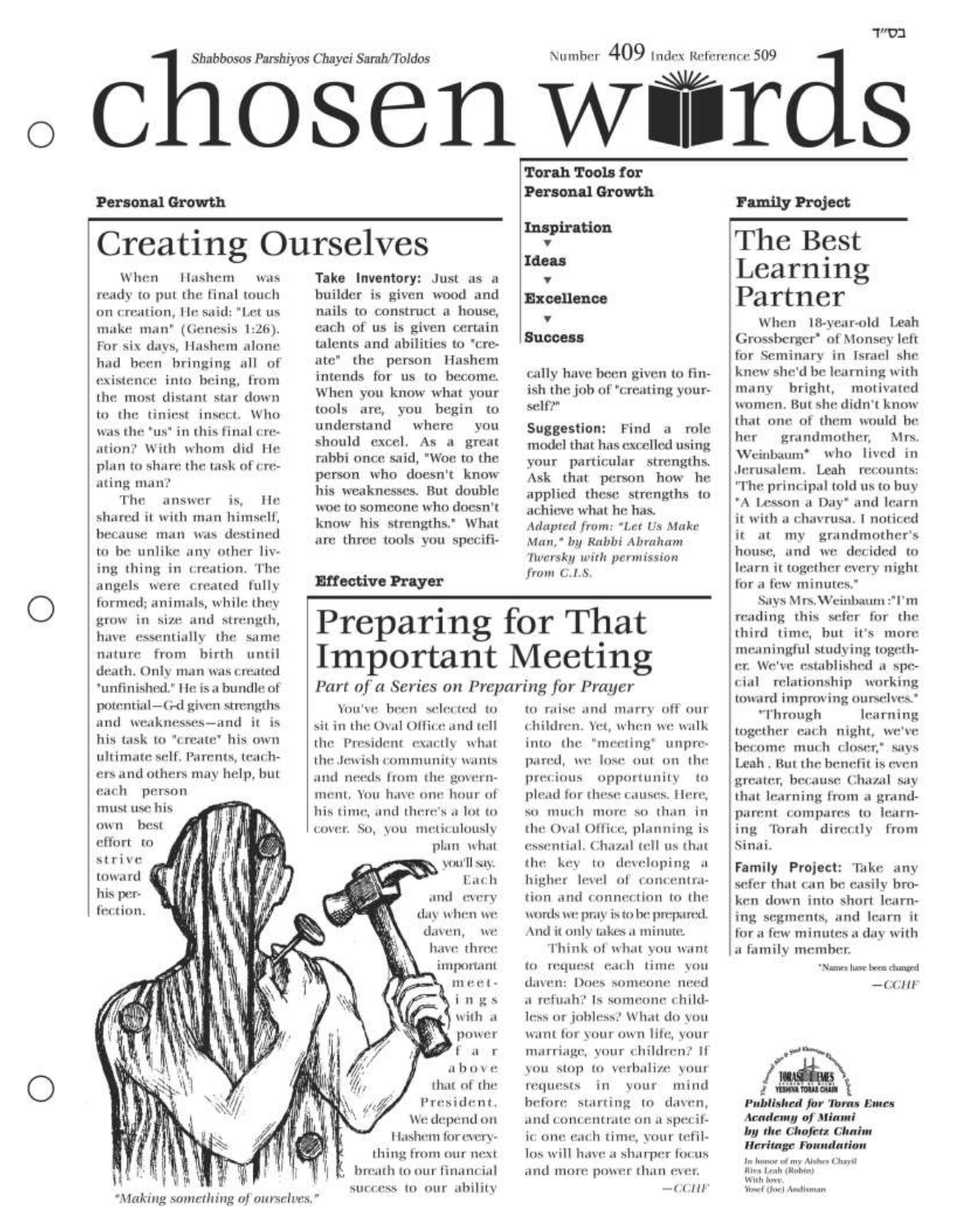בס"ד

*Shabbosos Parshiyos Chayei Sarah/Toldos*

Number 409 Index Reference 509

# chosen words

**Torah Tools for Personal Growth**

**Inspiration**
▼
**Ideas**
▼
**Excellence**
▼
**Success**

**Personal Growth**

## Creating Ourselves

When Hashem was ready to put the final touch on creation, He said: "Let us make man" (Genesis 1:26). For six days, Hashem alone had been bringing all of existence into being, from the most distant star down to the tiniest insect. Who was the "us" in this final creation? With whom did He plan to share the task of creating man?

The answer is, He shared it with man himself, because man was destined to be unlike any other living thing in creation. The angels were created fully formed; animals, while they grow in size and strength, have essentially the same nature from birth until death. Only man was created "unfinished." He is a bundle of potential—G-d given strengths and weaknesses—and it is his task to "create" his own ultimate self. Parents, teachers and others may help, but each person must use his own best effort to strive toward his perfection.

**Take Inventory:** Just as a builder is given wood and nails to construct a house, each of us is given certain talents and abilities to "create" the person Hashem intends for us to become. When you know what your tools are, you begin to understand where you should excel. As a great rabbi once said, "Woe to the person who doesn't know his weaknesses. But double woe to someone who doesn't know his strengths." What are three tools you specifically have been given to finish the job of "creating yourself?"

**Suggestion:** Find a role model that has excelled using your particular strengths. Ask that person how he applied these strengths to achieve what he has.

*Adapted from: "Let Us Make Man," by Rabbi Abraham Twersky with permission from C.I.S.*

*"Making something of ourselves."*

**Effective Prayer**

## Preparing for That Important Meeting

*Part of a Series on Preparing for Prayer*

You've been selected to sit in the Oval Office and tell the President exactly what the Jewish community wants and needs from the government. You have one hour of his time, and there's a lot to cover. So, you meticulously plan what you'll say.

Each and every day when we daven, we have three important meetings with a power far above that of the President. We depend on Hashem for everything from our next breath to our financial success to our ability to raise and marry off our children. Yet, when we walk into the "meeting" unprepared, we lose out on the precious opportunity to plead for these causes. Here, so much more so than in the Oval Office, planning is essential. Chazal tell us that the key to developing a higher level of concentration and connection to the words we pray is to be prepared. And it only takes a minute.

Think of what you want to request each time you daven: Does someone need a refuah? Is someone childless or jobless? What do you want for your own life, your marriage, your children? If you stop to verbalize your requests in your mind before starting to daven, and concentrate on a specific one each time, your tefillos will have a sharper focus and more power than ever.

—CCHF

**Family Project**

## The Best Learning Partner

When 18-year-old Leah Grossberger* of Monsey left for Seminary in Israel she knew she'd be learning with many bright, motivated women. But she didn't know that one of them would be her grandmother, Mrs. Weinbaum* who lived in Jerusalem. Leah recounts: 'The principal told us to buy "A Lesson a Day" and learn it with a chavrusa. I noticed it at my grandmother's house, and we decided to learn it together every night for a few minutes."

Says Mrs. Weinbaum :"I'm reading this sefer for the third time, but it's more meaningful studying together. We've established a special relationship working toward improving ourselves."

"Through learning together each night, we've become much closer," says Leah . But the benefit is even greater, because Chazal say that learning from a grandparent compares to learning Torah directly from Sinai.

**Family Project:** Take any sefer that can be easily broken down into short learning segments, and learn it for a few minutes a day with a family member.

*Names have been changed

—CCHF

***Published for Toras Emes Academy of Miami by the Chofetz Chaim Heritage Foundation***

In honor of my Aishes Chayil Riva Leah (Robin) With love, Yosef (Joe) Andisman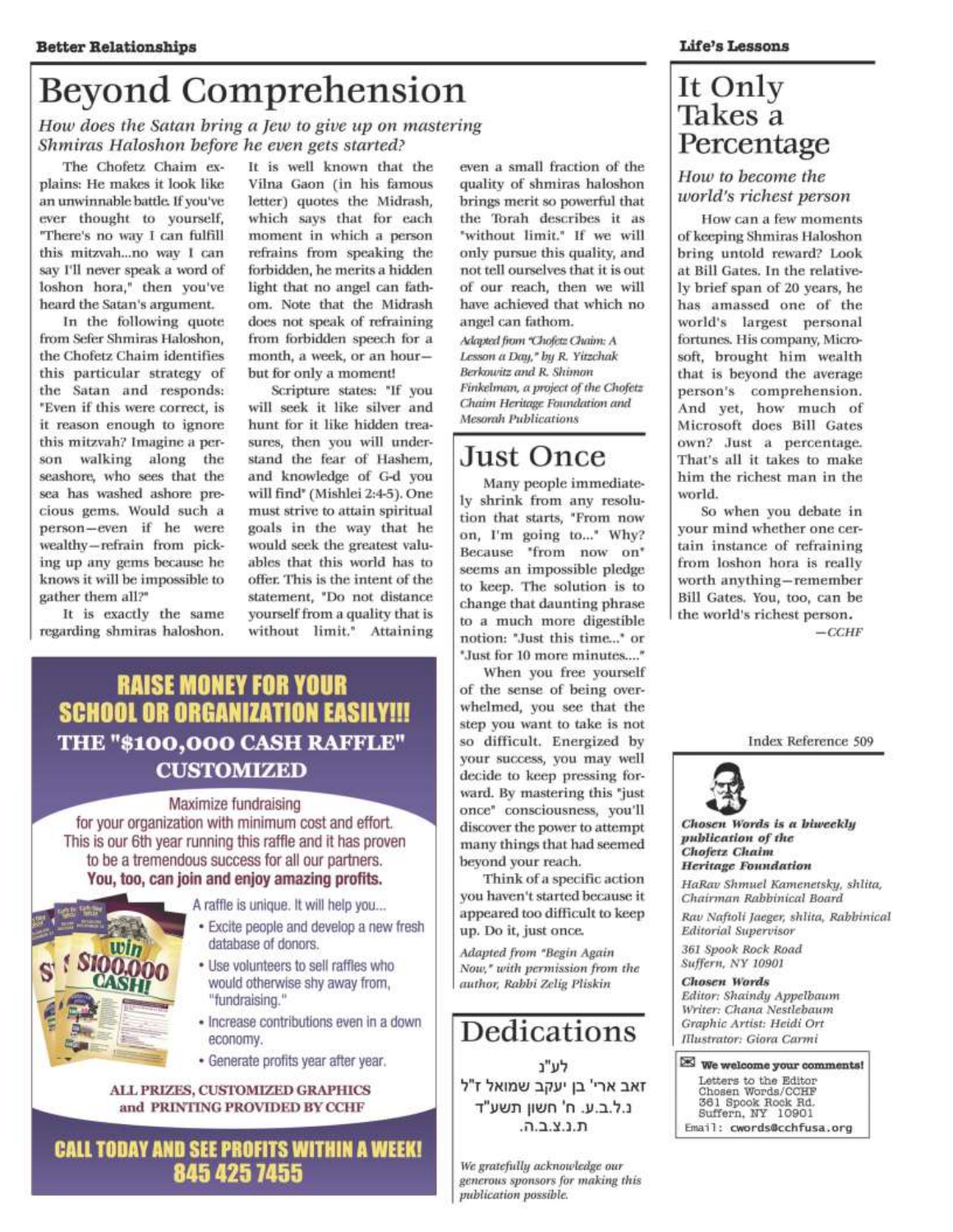**Better Relationships**

# Beyond Comprehension

*How does the Satan bring a Jew to give up on mastering Shmiras Haloshon before he even gets started?*

The Chofetz Chaim explains: He makes it look like an unwinnable battle. If you've ever thought to yourself, "There's no way I can fulfill this mitzvah...no way I can say I'll never speak a word of loshon hora," then you've heard the Satan's argument.

In the following quote from Sefer Shmiras Haloshon, the Chofetz Chaim identifies this particular strategy of the Satan and responds: "Even if this were correct, is it reason enough to ignore this mitzvah? Imagine a person walking along the seashore, who sees that the sea has washed ashore precious gems. Would such a person—even if he were wealthy—refrain from picking up any gems because he knows it will be impossible to gather them all?"

It is exactly the same regarding shmiras haloshon. It is well known that the Vilna Gaon (in his famous letter) quotes the Midrash, which says that for each moment in which a person refrains from speaking the forbidden, he merits a hidden light that no angel can fathom. Note that the Midrash does not speak of refraining from forbidden speech for a month, a week, or an hour—but for only a moment!

Scripture states: "If you will seek it like silver and hunt for it like hidden treasures, then you will understand the fear of Hashem, and knowledge of G-d you will find" (Mishlei 2:4-5). One must strive to attain spiritual goals in the way that he would seek the greatest valuables that this world has to offer. This is the intent of the statement, "Do not distance yourself from a quality that is without limit." Attaining even a small fraction of the quality of shmiras haloshon brings merit so powerful that the Torah describes it as "without limit." If we will only pursue this quality, and not tell ourselves that it is out of our reach, then we will have achieved that which no angel can fathom.

*Adapted from "Chofetz Chaim: A Lesson a Day," by R. Yitzchak Berkowitz and R. Shimon Finkelman, a project of the Chofetz Chaim Heritage Foundation and Mesorah Publications*

## Just Once

Many people immediately shrink from any resolution that starts, "From now on, I'm going to..." Why? Because "from now on" seems an impossible pledge to keep. The solution is to change that daunting phrase to a much more digestible notion: "Just this time..." or "Just for 10 more minutes...."

When you free yourself of the sense of being overwhelmed, you see that the step you want to take is not so difficult. Energized by your success, you may well decide to keep pressing forward. By mastering this "just once" consciousness, you'll discover the power to attempt many things that had seemed beyond your reach.

Think of a specific action you haven't started because it appeared too difficult to keep up. Do it, just once.

*Adapted from "Begin Again Now," with permission from the author, Rabbi Zelig Pliskin*

## Dedications

לע"נ

זאב ארי' בן יעקב שמואל ז"ל

נ.ל.ב.ע. ח' חשון תשע"ד

ת.נ.צ.ב.ה.

*We gratefully acknowledge our generous sponsors for making this publication possible.*

**RAISE MONEY FOR YOUR SCHOOL OR ORGANIZATION EASILY!!!**

**THE "$100,000 CASH RAFFLE" CUSTOMIZED**

Maximize fundraising for your organization with minimum cost and effort. This is our 6th year running this raffle and it has proven to be a tremendous success for all our partners.

**You, too, can join and enjoy amazing profits.**

A raffle is unique. It will help you...

- Excite people and develop a new fresh database of donors.
- Use volunteers to sell raffles who would otherwise shy away from, "fundraising."
- Increase contributions even in a down economy.
- Generate profits year after year.

**ALL PRIZES, CUSTOMIZED GRAPHICS and PRINTING PROVIDED BY CCHF**

**CALL TODAY AND SEE PROFITS WITHIN A WEEK! 845 425 7455**

**Life's Lessons**

# It Only Takes a Percentage

*How to become the world's richest person*

How can a few moments of keeping Shmiras Haloshon bring untold reward? Look at Bill Gates. In the relatively brief span of 20 years, he has amassed one of the world's largest personal fortunes. His company, Microsoft, brought him wealth that is beyond the average person's comprehension. And yet, how much of Microsoft does Bill Gates own? Just a percentage. That's all it takes to make him the richest man in the world.

So when you debate in your mind whether one certain instance of refraining from loshon hora is really worth anything—remember Bill Gates. You, too, can be the world's richest person.

—*CCHF*

Index Reference 509

***Chosen Words is a biweekly publication of the Chofetz Chaim Heritage Foundation***

*HaRav Shmuel Kamenetsky, shlita, Chairman Rabbinical Board*

*Rav Naftoli Jaeger, shlita, Rabbinical Editorial Supervisor*

*361 Spook Rock Road Suffern, NY 10901*

***Chosen Words***

*Editor: Shaindy Appelbaum*

*Writer: Chana Nestlebaum*

*Graphic Artist: Heidi Ort*

*Illustrator: Giora Carmi*

**We welcome your comments!**

Letters to the Editor
Chosen Words/CCHF
361 Spook Rock Rd.
Suffern, NY 10901
Email: cwords@cchfusa.org